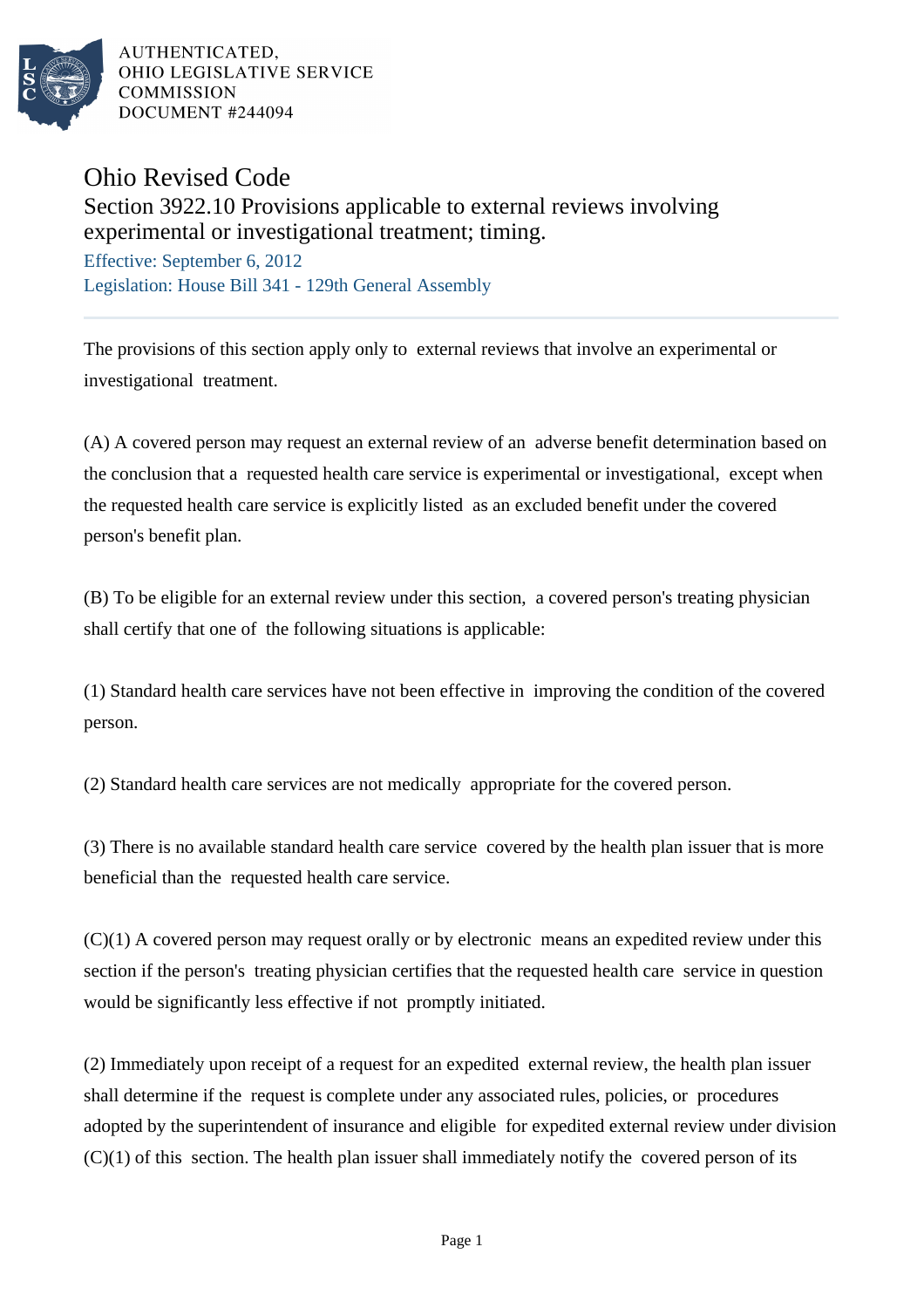AUTHENTICATED,
OHIO LEGISLATIVE SERVICE
COMMISSION
DOCUMENT #244094

# Ohio Revised Code

## Section 3922.10 Provisions applicable to external reviews involving experimental or investigational treatment; timing.

Effective: September 6, 2012

Legislation: House Bill 341 - 129th General Assembly

The provisions of this section apply only to external reviews that involve an experimental or investigational treatment.

(A) A covered person may request an external review of an adverse benefit determination based on the conclusion that a requested health care service is experimental or investigational, except when the requested health care service is explicitly listed as an excluded benefit under the covered person's benefit plan.

(B) To be eligible for an external review under this section, a covered person's treating physician shall certify that one of the following situations is applicable:

(1) Standard health care services have not been effective in improving the condition of the covered person.

(2) Standard health care services are not medically appropriate for the covered person.

(3) There is no available standard health care service covered by the health plan issuer that is more beneficial than the requested health care service.

(C)(1) A covered person may request orally or by electronic means an expedited review under this section if the person's treating physician certifies that the requested health care service in question would be significantly less effective if not promptly initiated.

(2) Immediately upon receipt of a request for an expedited external review, the health plan issuer shall determine if the request is complete under any associated rules, policies, or procedures adopted by the superintendent of insurance and eligible for expedited external review under division (C)(1) of this section. The health plan issuer shall immediately notify the covered person of its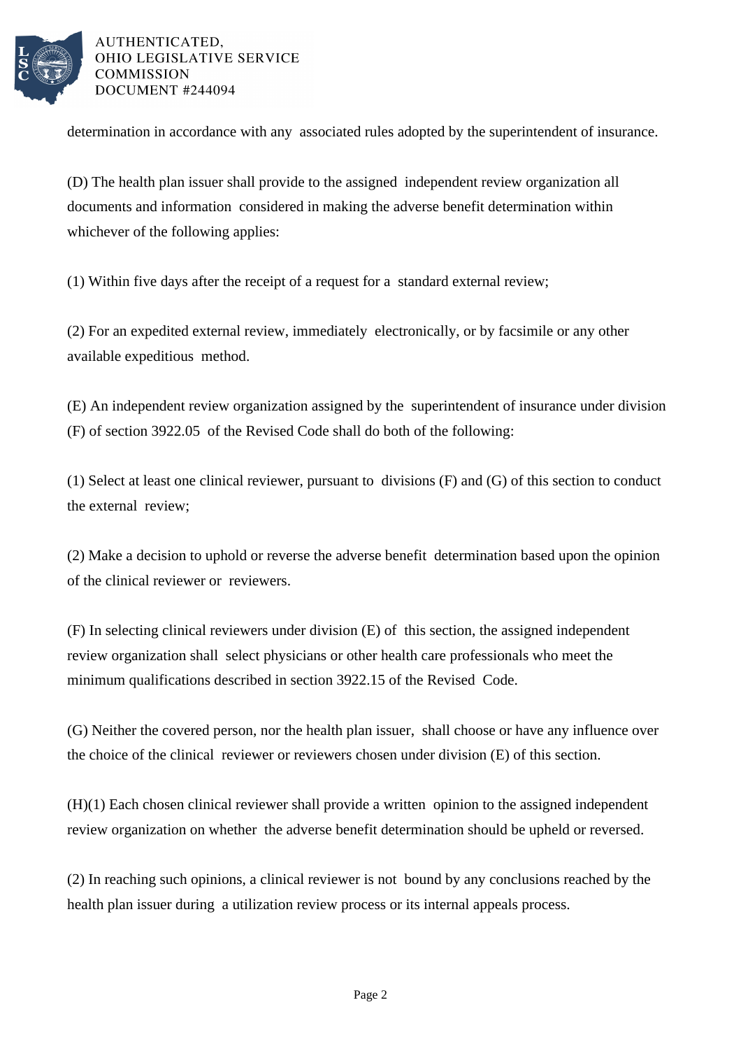determination in accordance with any associated rules adopted by the superintendent of insurance.

(D) The health plan issuer shall provide to the assigned independent review organization all documents and information considered in making the adverse benefit determination within whichever of the following applies:

(1) Within five days after the receipt of a request for a standard external review;

(2) For an expedited external review, immediately electronically, or by facsimile or any other available expeditious method.

(E) An independent review organization assigned by the superintendent of insurance under division (F) of section 3922.05 of the Revised Code shall do both of the following:

(1) Select at least one clinical reviewer, pursuant to divisions (F) and (G) of this section to conduct the external review;

(2) Make a decision to uphold or reverse the adverse benefit determination based upon the opinion of the clinical reviewer or reviewers.

(F) In selecting clinical reviewers under division (E) of this section, the assigned independent review organization shall select physicians or other health care professionals who meet the minimum qualifications described in section 3922.15 of the Revised Code.

(G) Neither the covered person, nor the health plan issuer, shall choose or have any influence over the choice of the clinical reviewer or reviewers chosen under division (E) of this section.

(H)(1) Each chosen clinical reviewer shall provide a written opinion to the assigned independent review organization on whether the adverse benefit determination should be upheld or reversed.

(2) In reaching such opinions, a clinical reviewer is not bound by any conclusions reached by the health plan issuer during a utilization review process or its internal appeals process.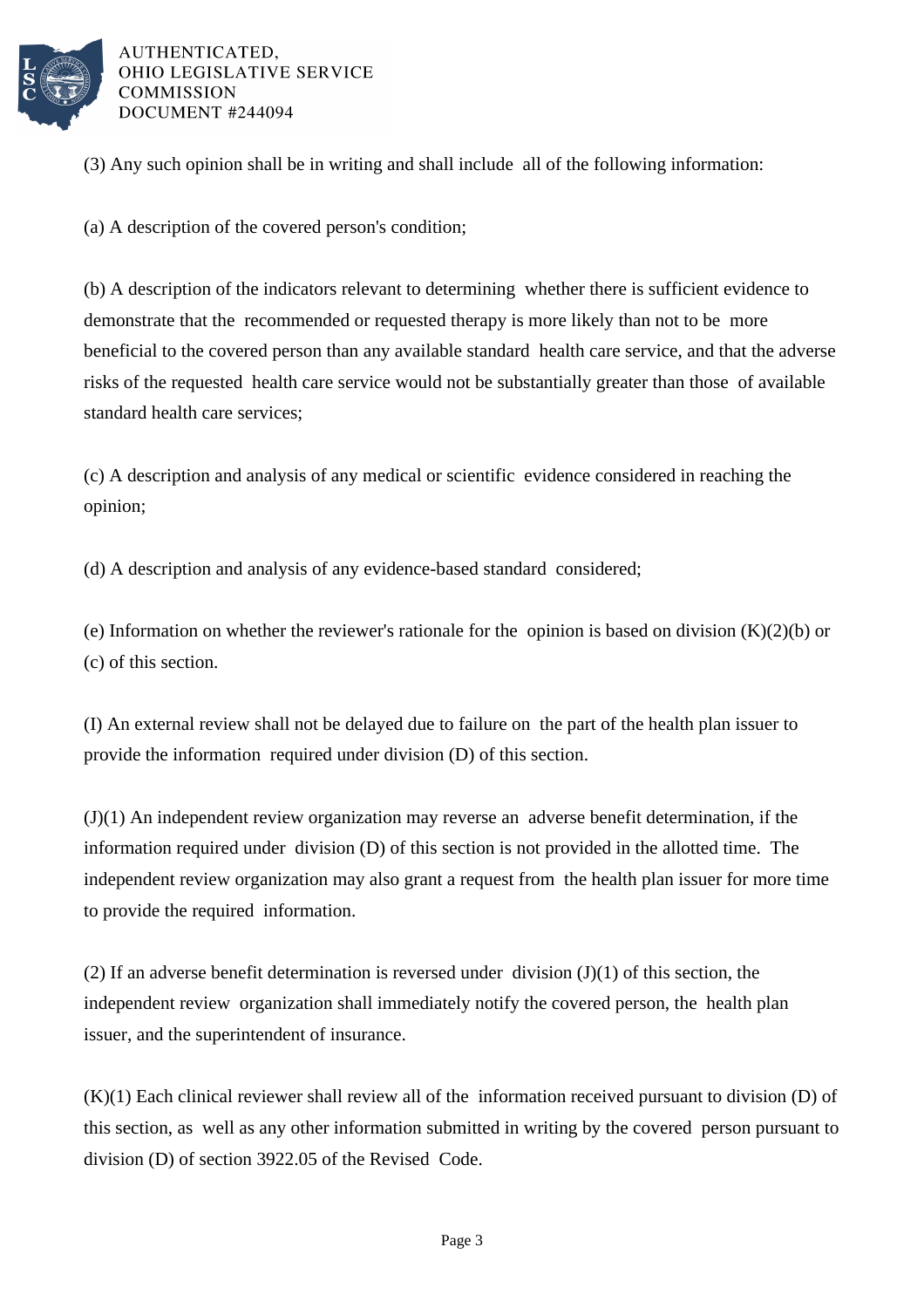(3) Any such opinion shall be in writing and shall include all of the following information:

(a) A description of the covered person's condition;

(b) A description of the indicators relevant to determining whether there is sufficient evidence to demonstrate that the recommended or requested therapy is more likely than not to be more beneficial to the covered person than any available standard health care service, and that the adverse risks of the requested health care service would not be substantially greater than those of available standard health care services;

(c) A description and analysis of any medical or scientific evidence considered in reaching the opinion;

(d) A description and analysis of any evidence-based standard considered;

(e) Information on whether the reviewer's rationale for the opinion is based on division (K)(2)(b) or (c) of this section.

(I) An external review shall not be delayed due to failure on the part of the health plan issuer to provide the information required under division (D) of this section.

(J)(1) An independent review organization may reverse an adverse benefit determination, if the information required under division (D) of this section is not provided in the allotted time. The independent review organization may also grant a request from the health plan issuer for more time to provide the required information.

(2) If an adverse benefit determination is reversed under division (J)(1) of this section, the independent review organization shall immediately notify the covered person, the health plan issuer, and the superintendent of insurance.

(K)(1) Each clinical reviewer shall review all of the information received pursuant to division (D) of this section, as well as any other information submitted in writing by the covered person pursuant to division (D) of section 3922.05 of the Revised Code.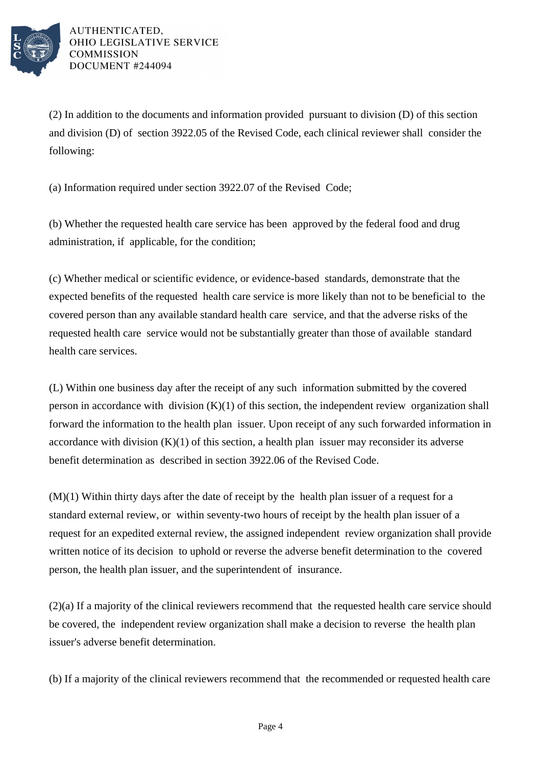(2) In addition to the documents and information provided pursuant to division (D) of this section and division (D) of section 3922.05 of the Revised Code, each clinical reviewer shall consider the following:

(a) Information required under section 3922.07 of the Revised Code;

(b) Whether the requested health care service has been approved by the federal food and drug administration, if applicable, for the condition;

(c) Whether medical or scientific evidence, or evidence-based standards, demonstrate that the expected benefits of the requested health care service is more likely than not to be beneficial to the covered person than any available standard health care service, and that the adverse risks of the requested health care service would not be substantially greater than those of available standard health care services.

(L) Within one business day after the receipt of any such information submitted by the covered person in accordance with division (K)(1) of this section, the independent review organization shall forward the information to the health plan issuer. Upon receipt of any such forwarded information in accordance with division (K)(1) of this section, a health plan issuer may reconsider its adverse benefit determination as described in section 3922.06 of the Revised Code.

(M)(1) Within thirty days after the date of receipt by the health plan issuer of a request for a standard external review, or within seventy-two hours of receipt by the health plan issuer of a request for an expedited external review, the assigned independent review organization shall provide written notice of its decision to uphold or reverse the adverse benefit determination to the covered person, the health plan issuer, and the superintendent of insurance.

(2)(a) If a majority of the clinical reviewers recommend that the requested health care service should be covered, the independent review organization shall make a decision to reverse the health plan issuer's adverse benefit determination.

(b) If a majority of the clinical reviewers recommend that the recommended or requested health care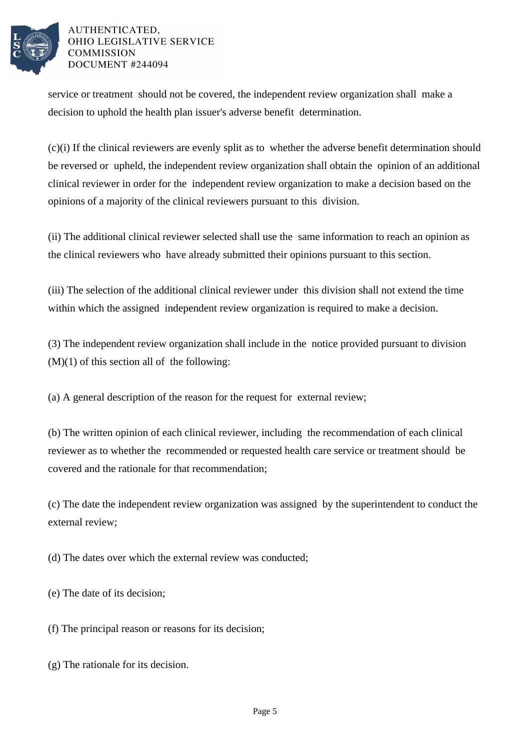service or treatment should not be covered, the independent review organization shall make a decision to uphold the health plan issuer's adverse benefit determination.

(c)(i) If the clinical reviewers are evenly split as to whether the adverse benefit determination should be reversed or upheld, the independent review organization shall obtain the opinion of an additional clinical reviewer in order for the independent review organization to make a decision based on the opinions of a majority of the clinical reviewers pursuant to this division.

(ii) The additional clinical reviewer selected shall use the same information to reach an opinion as the clinical reviewers who have already submitted their opinions pursuant to this section.

(iii) The selection of the additional clinical reviewer under this division shall not extend the time within which the assigned independent review organization is required to make a decision.

(3) The independent review organization shall include in the notice provided pursuant to division (M)(1) of this section all of the following:

(a) A general description of the reason for the request for external review;

(b) The written opinion of each clinical reviewer, including the recommendation of each clinical reviewer as to whether the recommended or requested health care service or treatment should be covered and the rationale for that recommendation;

(c) The date the independent review organization was assigned by the superintendent to conduct the external review;

(d) The dates over which the external review was conducted;

(e) The date of its decision;

(f) The principal reason or reasons for its decision;

(g) The rationale for its decision.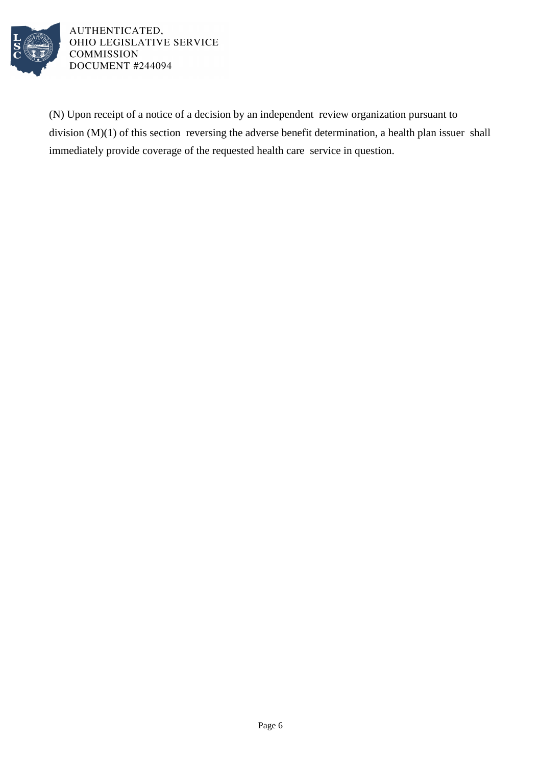(N) Upon receipt of a notice of a decision by an independent review organization pursuant to division (M)(1) of this section reversing the adverse benefit determination, a health plan issuer shall immediately provide coverage of the requested health care service in question.